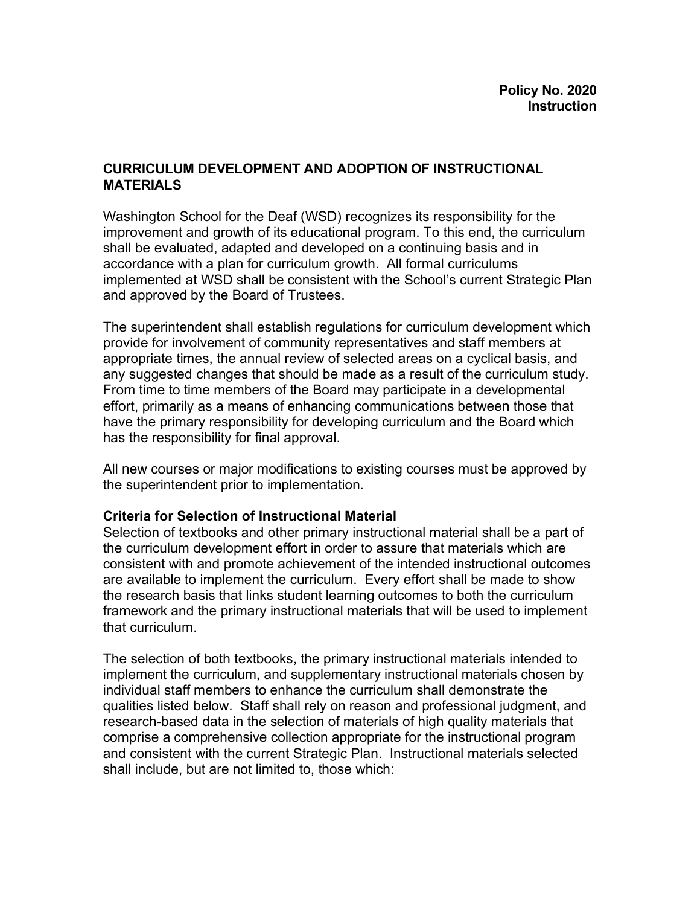**Policy No. 2020**
**Instruction**

## CURRICULUM DEVELOPMENT AND ADOPTION OF INSTRUCTIONAL MATERIALS

Washington School for the Deaf (WSD) recognizes its responsibility for the improvement and growth of its educational program. To this end, the curriculum shall be evaluated, adapted and developed on a continuing basis and in accordance with a plan for curriculum growth. All formal curriculums implemented at WSD shall be consistent with the School's current Strategic Plan and approved by the Board of Trustees.

The superintendent shall establish regulations for curriculum development which provide for involvement of community representatives and staff members at appropriate times, the annual review of selected areas on a cyclical basis, and any suggested changes that should be made as a result of the curriculum study. From time to time members of the Board may participate in a developmental effort, primarily as a means of enhancing communications between those that have the primary responsibility for developing curriculum and the Board which has the responsibility for final approval.

All new courses or major modifications to existing courses must be approved by the superintendent prior to implementation.

### Criteria for Selection of Instructional Material

Selection of textbooks and other primary instructional material shall be a part of the curriculum development effort in order to assure that materials which are consistent with and promote achievement of the intended instructional outcomes are available to implement the curriculum. Every effort shall be made to show the research basis that links student learning outcomes to both the curriculum framework and the primary instructional materials that will be used to implement that curriculum.

The selection of both textbooks, the primary instructional materials intended to implement the curriculum, and supplementary instructional materials chosen by individual staff members to enhance the curriculum shall demonstrate the qualities listed below. Staff shall rely on reason and professional judgment, and research-based data in the selection of materials of high quality materials that comprise a comprehensive collection appropriate for the instructional program and consistent with the current Strategic Plan. Instructional materials selected shall include, but are not limited to, those which: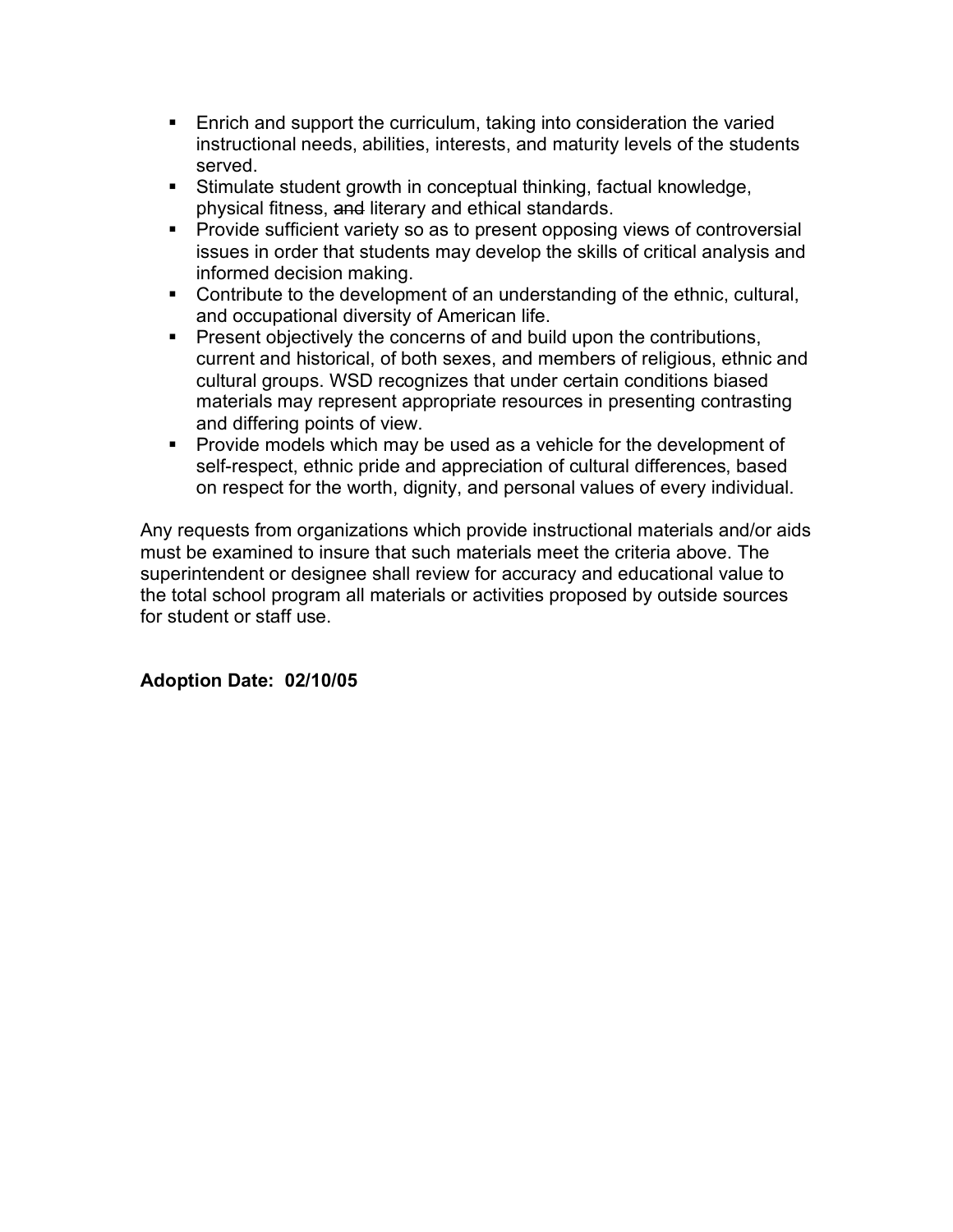- Enrich and support the curriculum, taking into consideration the varied instructional needs, abilities, interests, and maturity levels of the students served.
- Stimulate student growth in conceptual thinking, factual knowledge, physical fitness, ~~and~~ literary and ethical standards.
- Provide sufficient variety so as to present opposing views of controversial issues in order that students may develop the skills of critical analysis and informed decision making.
- Contribute to the development of an understanding of the ethnic, cultural, and occupational diversity of American life.
- Present objectively the concerns of and build upon the contributions, current and historical, of both sexes, and members of religious, ethnic and cultural groups. WSD recognizes that under certain conditions biased materials may represent appropriate resources in presenting contrasting and differing points of view.
- Provide models which may be used as a vehicle for the development of self-respect, ethnic pride and appreciation of cultural differences, based on respect for the worth, dignity, and personal values of every individual.

Any requests from organizations which provide instructional materials and/or aids must be examined to insure that such materials meet the criteria above. The superintendent or designee shall review for accuracy and educational value to the total school program all materials or activities proposed by outside sources for student or staff use.

**Adoption Date: 02/10/05**